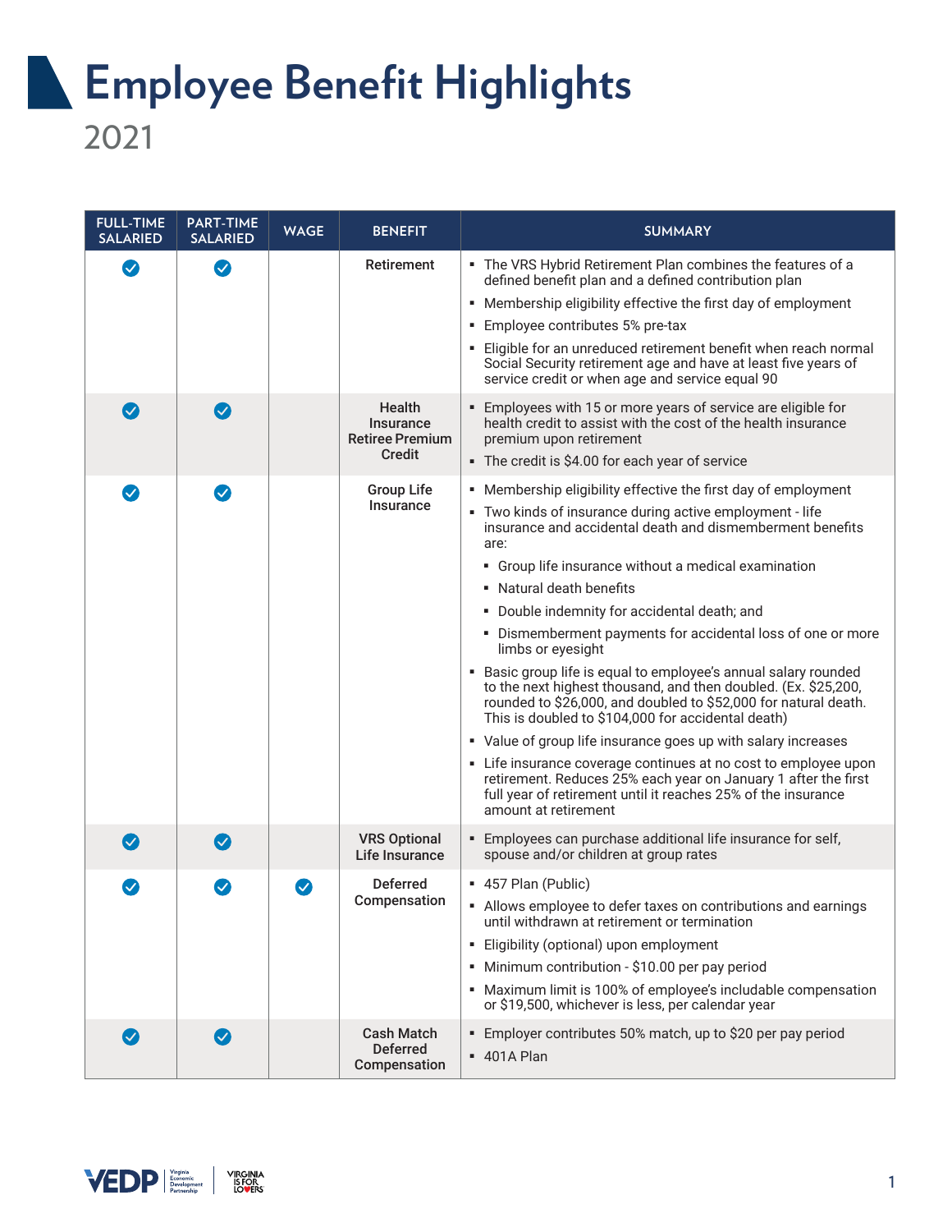# Employee Benefit Highlights

2021

| FULL-TIME SALARIED | PART-TIME SALARIED | WAGE | BENEFIT | SUMMARY |
|---|---|---|---|---|
| ✓ | ✓ | | Retirement | ▪ The VRS Hybrid Retirement Plan combines the features of a defined benefit plan and a defined contribution plan<br>▪ Membership eligibility effective the first day of employment<br>▪ Employee contributes 5% pre-tax<br>▪ Eligible for an unreduced retirement benefit when reach normal Social Security retirement age and have at least five years of service credit or when age and service equal 90 |
| ✓ | ✓ | | Health Insurance Retiree Premium Credit | ▪ Employees with 15 or more years of service are eligible for health credit to assist with the cost of the health insurance premium upon retirement<br>▪ The credit is $4.00 for each year of service |
| ✓ | ✓ | | Group Life Insurance | ▪ Membership eligibility effective the first day of employment<br>▪ Two kinds of insurance during active employment - life insurance and accidental death and dismemberment benefits are:<br>&nbsp;&nbsp;▪ Group life insurance without a medical examination<br>&nbsp;&nbsp;▪ Natural death benefits<br>&nbsp;&nbsp;▪ Double indemnity for accidental death; and<br>&nbsp;&nbsp;▪ Dismemberment payments for accidental loss of one or more limbs or eyesight<br>▪ Basic group life is equal to employee's annual salary rounded to the next highest thousand, and then doubled. (Ex. $25,200, rounded to $26,000, and doubled to $52,000 for natural death. This is doubled to $104,000 for accidental death)<br>▪ Value of group life insurance goes up with salary increases<br>▪ Life insurance coverage continues at no cost to employee upon retirement. Reduces 25% each year on January 1 after the first full year of retirement until it reaches 25% of the insurance amount at retirement |
| ✓ | ✓ | | VRS Optional Life Insurance | ▪ Employees can purchase additional life insurance for self, spouse and/or children at group rates |
| ✓ | ✓ | ✓ | Deferred Compensation | ▪ 457 Plan (Public)<br>▪ Allows employee to defer taxes on contributions and earnings until withdrawn at retirement or termination<br>▪ Eligibility (optional) upon employment<br>▪ Minimum contribution - $10.00 per pay period<br>▪ Maximum limit is 100% of employee's includable compensation or $19,500, whichever is less, per calendar year |
| ✓ | ✓ | | Cash Match Deferred Compensation | ▪ Employer contributes 50% match, up to $20 per pay period<br>▪ 401A Plan |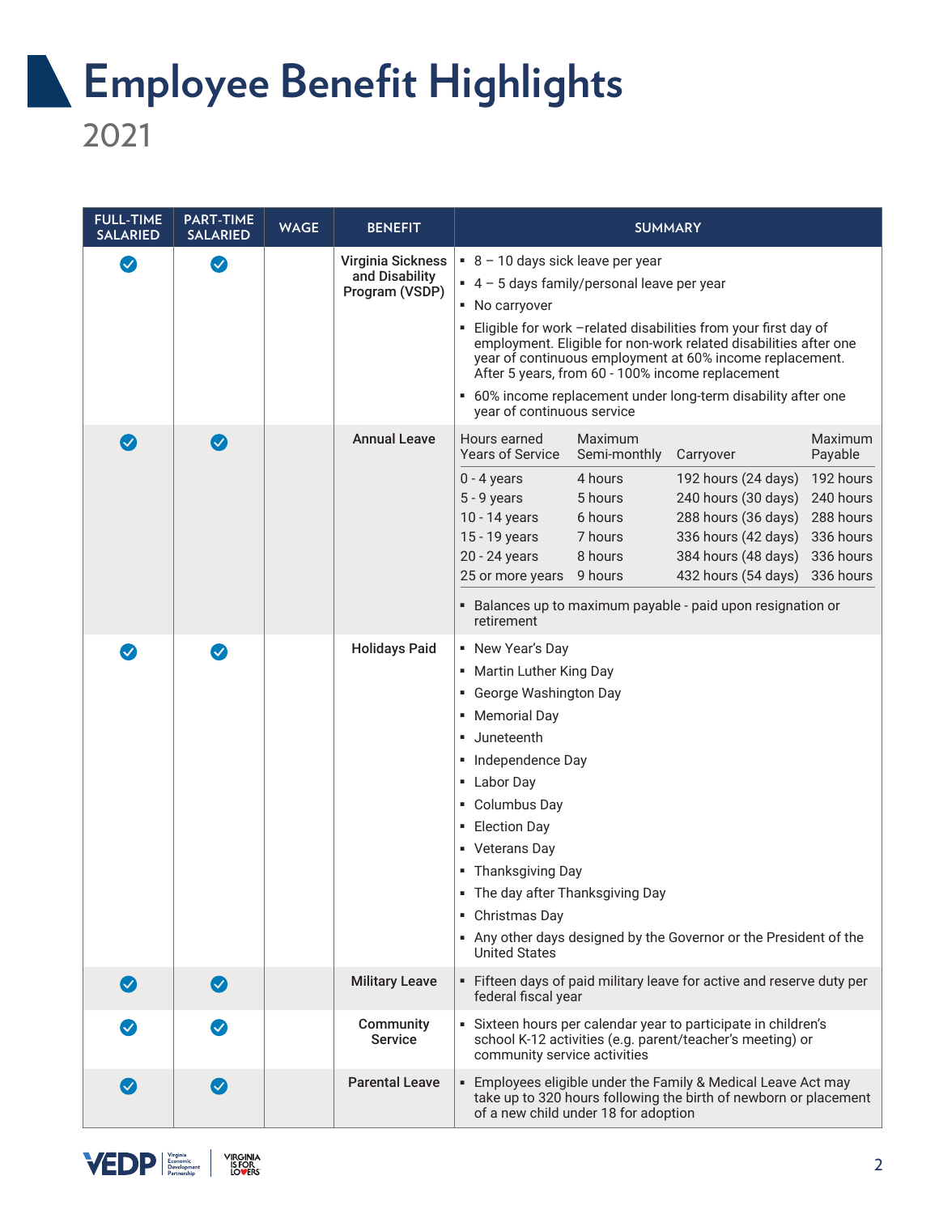# Employee Benefit Highlights

2021

| FULL-TIME SALARIED | PART-TIME SALARIED | WAGE | BENEFIT | SUMMARY |
|---|---|---|---|---|
| ✓ | ✓ | | Virginia Sickness and Disability Program (VSDP) | ▪ 8 – 10 days sick leave per year<br>▪ 4 – 5 days family/personal leave per year<br>▪ No carryover<br>▪ Eligible for work –related disabilities from your first day of employment. Eligible for non-work related disabilities after one year of continuous employment at 60% income replacement. After 5 years, from 60 - 100% income replacement<br>▪ 60% income replacement under long-term disability after one year of continuous service |
| ✓ | ✓ | | Annual Leave | See Annual Leave table below.<br>▪ Balances up to maximum payable - paid upon resignation or retirement |
| ✓ | ✓ | | Holidays Paid | ▪ New Year's Day<br>▪ Martin Luther King Day<br>▪ George Washington Day<br>▪ Memorial Day<br>▪ Juneteenth<br>▪ Independence Day<br>▪ Labor Day<br>▪ Columbus Day<br>▪ Election Day<br>▪ Veterans Day<br>▪ Thanksgiving Day<br>▪ The day after Thanksgiving Day<br>▪ Christmas Day<br>▪ Any other days designed by the Governor or the President of the United States |
| ✓ | ✓ | | Military Leave | ▪ Fifteen days of paid military leave for active and reserve duty per federal fiscal year |
| ✓ | ✓ | | Community Service | ▪ Sixteen hours per calendar year to participate in children's school K-12 activities (e.g. parent/teacher's meeting) or community service activities |
| ✓ | ✓ | | Parental Leave | ▪ Employees eligible under the Family & Medical Leave Act may take up to 320 hours following the birth of newborn or placement of a new child under 18 for adoption |

**Annual Leave**

| Hours earned Years of Service | Maximum Semi-monthly | Carryover | Maximum Payable |
|---|---|---|---|
| 0 - 4 years | 4 hours | 192 hours (24 days) | 192 hours |
| 5 - 9 years | 5 hours | 240 hours (30 days) | 240 hours |
| 10 - 14 years | 6 hours | 288 hours (36 days) | 288 hours |
| 15 - 19 years | 7 hours | 336 hours (42 days) | 336 hours |
| 20 - 24 years | 8 hours | 384 hours (48 days) | 336 hours |
| 25 or more years | 9 hours | 432 hours (54 days) | 336 hours |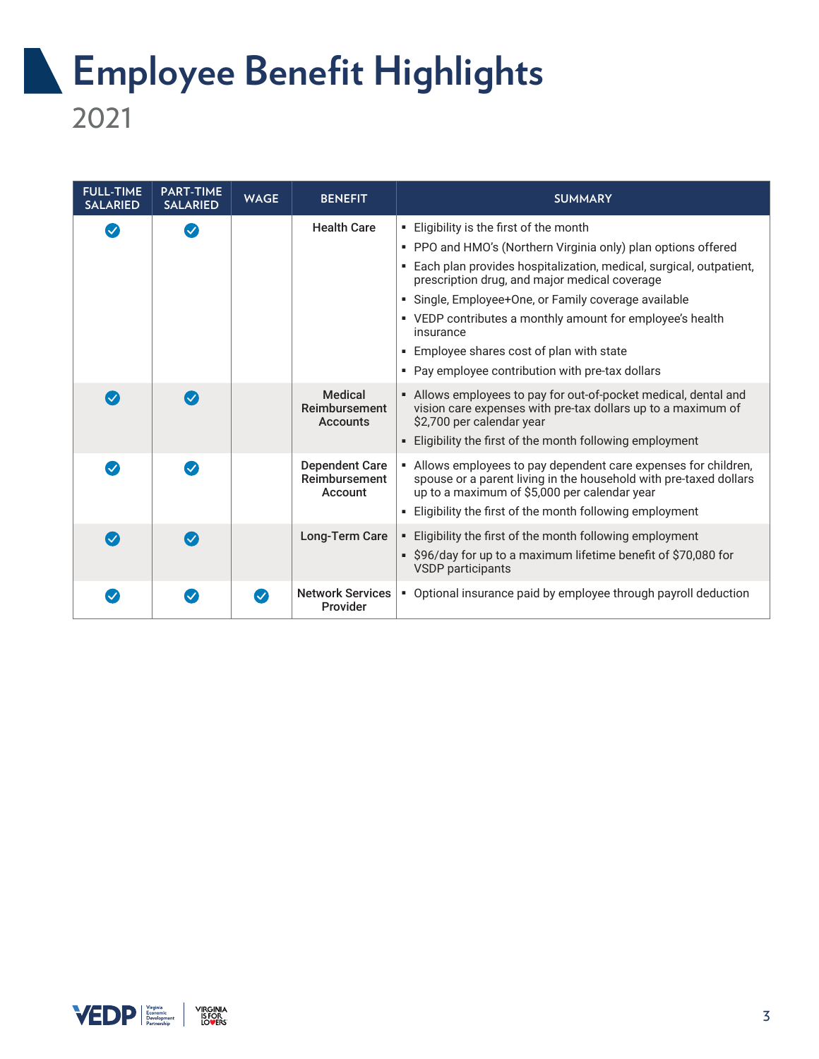# Employee Benefit Highlights

## 2021

| FULL-TIME SALARIED | PART-TIME SALARIED | WAGE | BENEFIT | SUMMARY |
|---|---|---|---|---|
| ✓ | ✓ | | **Health Care** | ▪ Eligibility is the first of the month<br>▪ PPO and HMO's (Northern Virginia only) plan options offered<br>▪ Each plan provides hospitalization, medical, surgical, outpatient, prescription drug, and major medical coverage<br>▪ Single, Employee+One, or Family coverage available<br>▪ VEDP contributes a monthly amount for employee's health insurance<br>▪ Employee shares cost of plan with state<br>▪ Pay employee contribution with pre-tax dollars |
| ✓ | ✓ | | **Medical Reimbursement Accounts** | ▪ Allows employees to pay for out-of-pocket medical, dental and vision care expenses with pre-tax dollars up to a maximum of $2,700 per calendar year<br>▪ Eligibility the first of the month following employment |
| ✓ | ✓ | | **Dependent Care Reimbursement Account** | ▪ Allows employees to pay dependent care expenses for children, spouse or a parent living in the household with pre-taxed dollars up to a maximum of $5,000 per calendar year<br>▪ Eligibility the first of the month following employment |
| ✓ | ✓ | | **Long-Term Care** | ▪ Eligibility the first of the month following employment<br>▪ $96/day for up to a maximum lifetime benefit of $70,080 for VSDP participants |
| ✓ | ✓ | ✓ | **Network Services Provider** | ▪ Optional insurance paid by employee through payroll deduction |